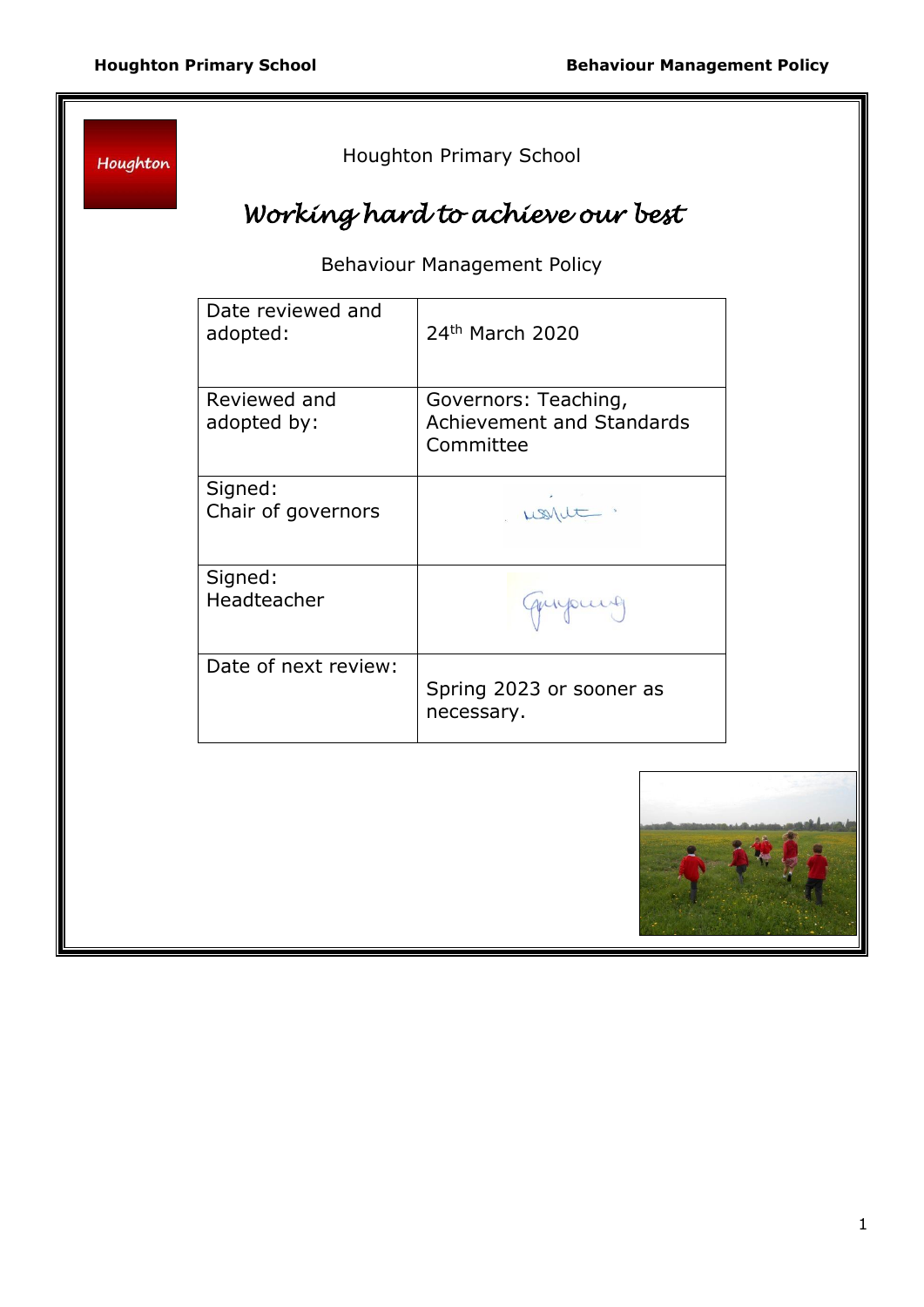Houghton

Houghton Primary School

# *Working hard to achieve our best*

Behaviour Management Policy

| Date reviewed and adopted: | 24th March 2020 |
| --- | --- |
| Reviewed and adopted by: | Governors: Teaching, Achievement and Standards Committee |
| Signed: Chair of governors | |
| Signed: Headteacher | |
| Date of next review: | Spring 2023 or sooner as necessary. |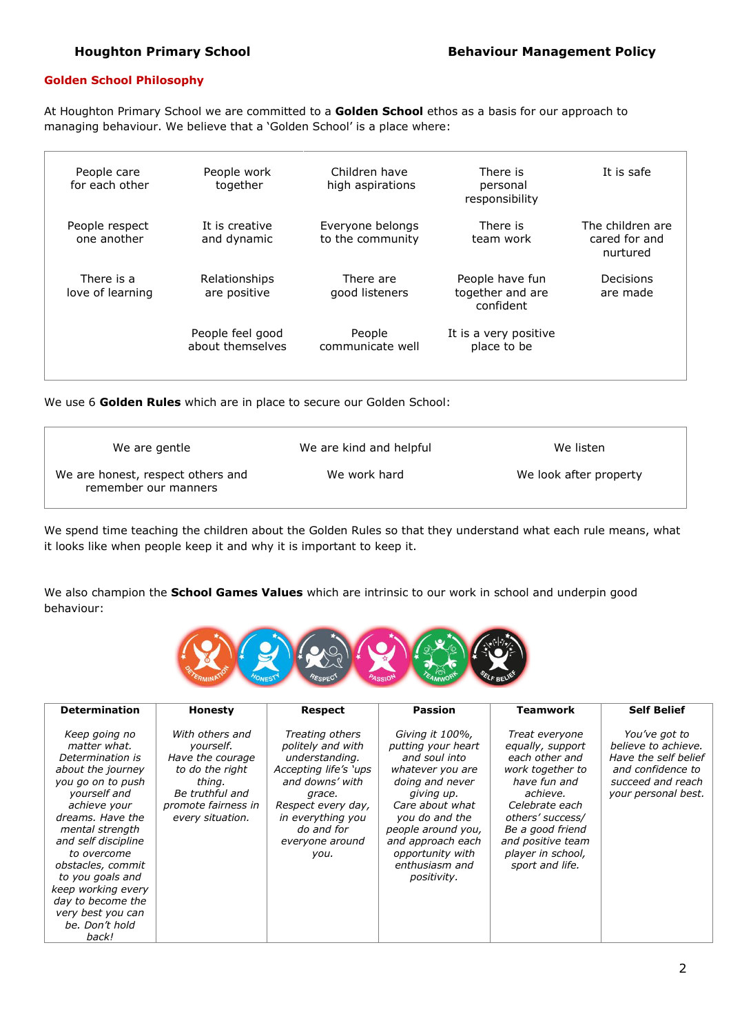## Golden School Philosophy

At Houghton Primary School we are committed to a **Golden School** ethos as a basis for our approach to managing behaviour. We believe that a 'Golden School' is a place where:

| | | | | |
|---|---|---|---|---|
| People care for each other | People work together | Children have high aspirations | There is personal responsibility | It is safe |
| People respect one another | It is creative and dynamic | Everyone belongs to the community | There is team work | The children are cared for and nurtured |
| There is a love of learning | Relationships are positive | There are good listeners | People have fun together and are confident | Decisions are made |
| | People feel good about themselves | People communicate well | It is a very positive place to be | |

We use 6 **Golden Rules** which are in place to secure our Golden School:

| | | |
|---|---|---|
| We are gentle | We are kind and helpful | We listen |
| We are honest, respect others and remember our manners | We work hard | We look after property |

We spend time teaching the children about the Golden Rules so that they understand what each rule means, what it looks like when people keep it and why it is important to keep it.

We also champion the **School Games Values** which are intrinsic to our work in school and underpin good behaviour:

| Determination | Honesty | Respect | Passion | Teamwork | Self Belief |
|---|---|---|---|---|---|
| *Keep going no matter what. Determination is about the journey you go on to push yourself and achieve your dreams. Have the mental strength and self discipline to overcome obstacles, commit to you goals and keep working every day to become the very best you can be. Don't hold back!* | *With others and yourself. Have the courage to do the right thing. Be truthful and promote fairness in every situation.* | *Treating others politely and with understanding. Accepting life's 'ups and downs' with grace. Respect every day, in everything you do and for everyone around you.* | *Giving it 100%, putting your heart and soul into whatever you are doing and never giving up. Care about what you do and the people around you, and approach each opportunity with enthusiasm and positivity.* | *Treat everyone equally, support each other and work together to have fun and achieve. Celebrate each others' success/ Be a good friend and positive team player in school, sport and life.* | *You've got to believe to achieve. Have the self belief and confidence to succeed and reach your personal best.* |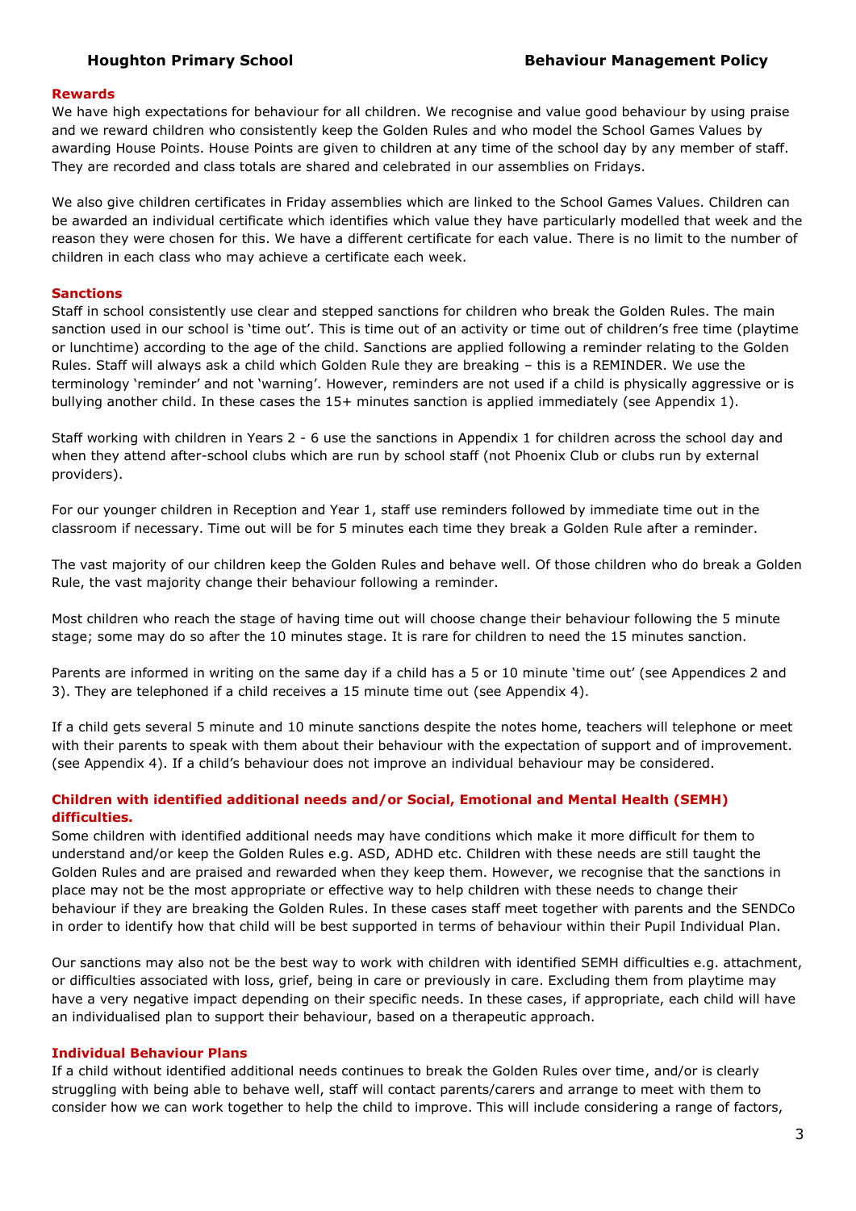## Rewards

We have high expectations for behaviour for all children. We recognise and value good behaviour by using praise and we reward children who consistently keep the Golden Rules and who model the School Games Values by awarding House Points. House Points are given to children at any time of the school day by any member of staff. They are recorded and class totals are shared and celebrated in our assemblies on Fridays.

We also give children certificates in Friday assemblies which are linked to the School Games Values. Children can be awarded an individual certificate which identifies which value they have particularly modelled that week and the reason they were chosen for this. We have a different certificate for each value. There is no limit to the number of children in each class who may achieve a certificate each week.

## Sanctions

Staff in school consistently use clear and stepped sanctions for children who break the Golden Rules. The main sanction used in our school is 'time out'. This is time out of an activity or time out of children's free time (playtime or lunchtime) according to the age of the child. Sanctions are applied following a reminder relating to the Golden Rules. Staff will always ask a child which Golden Rule they are breaking – this is a REMINDER. We use the terminology 'reminder' and not 'warning'. However, reminders are not used if a child is physically aggressive or is bullying another child. In these cases the 15+ minutes sanction is applied immediately (see Appendix 1).

Staff working with children in Years 2 - 6 use the sanctions in Appendix 1 for children across the school day and when they attend after-school clubs which are run by school staff (not Phoenix Club or clubs run by external providers).

For our younger children in Reception and Year 1, staff use reminders followed by immediate time out in the classroom if necessary. Time out will be for 5 minutes each time they break a Golden Rule after a reminder.

The vast majority of our children keep the Golden Rules and behave well. Of those children who do break a Golden Rule, the vast majority change their behaviour following a reminder.

Most children who reach the stage of having time out will choose change their behaviour following the 5 minute stage; some may do so after the 10 minutes stage. It is rare for children to need the 15 minutes sanction.

Parents are informed in writing on the same day if a child has a 5 or 10 minute 'time out' (see Appendices 2 and 3). They are telephoned if a child receives a 15 minute time out (see Appendix 4).

If a child gets several 5 minute and 10 minute sanctions despite the notes home, teachers will telephone or meet with their parents to speak with them about their behaviour with the expectation of support and of improvement. (see Appendix 4). If a child's behaviour does not improve an individual behaviour may be considered.

## Children with identified additional needs and/or Social, Emotional and Mental Health (SEMH) difficulties.

Some children with identified additional needs may have conditions which make it more difficult for them to understand and/or keep the Golden Rules e.g. ASD, ADHD etc. Children with these needs are still taught the Golden Rules and are praised and rewarded when they keep them. However, we recognise that the sanctions in place may not be the most appropriate or effective way to help children with these needs to change their behaviour if they are breaking the Golden Rules. In these cases staff meet together with parents and the SENDCo in order to identify how that child will be best supported in terms of behaviour within their Pupil Individual Plan.

Our sanctions may also not be the best way to work with children with identified SEMH difficulties e.g. attachment, or difficulties associated with loss, grief, being in care or previously in care. Excluding them from playtime may have a very negative impact depending on their specific needs. In these cases, if appropriate, each child will have an individualised plan to support their behaviour, based on a therapeutic approach.

## Individual Behaviour Plans

If a child without identified additional needs continues to break the Golden Rules over time, and/or is clearly struggling with being able to behave well, staff will contact parents/carers and arrange to meet with them to consider how we can work together to help the child to improve. This will include considering a range of factors,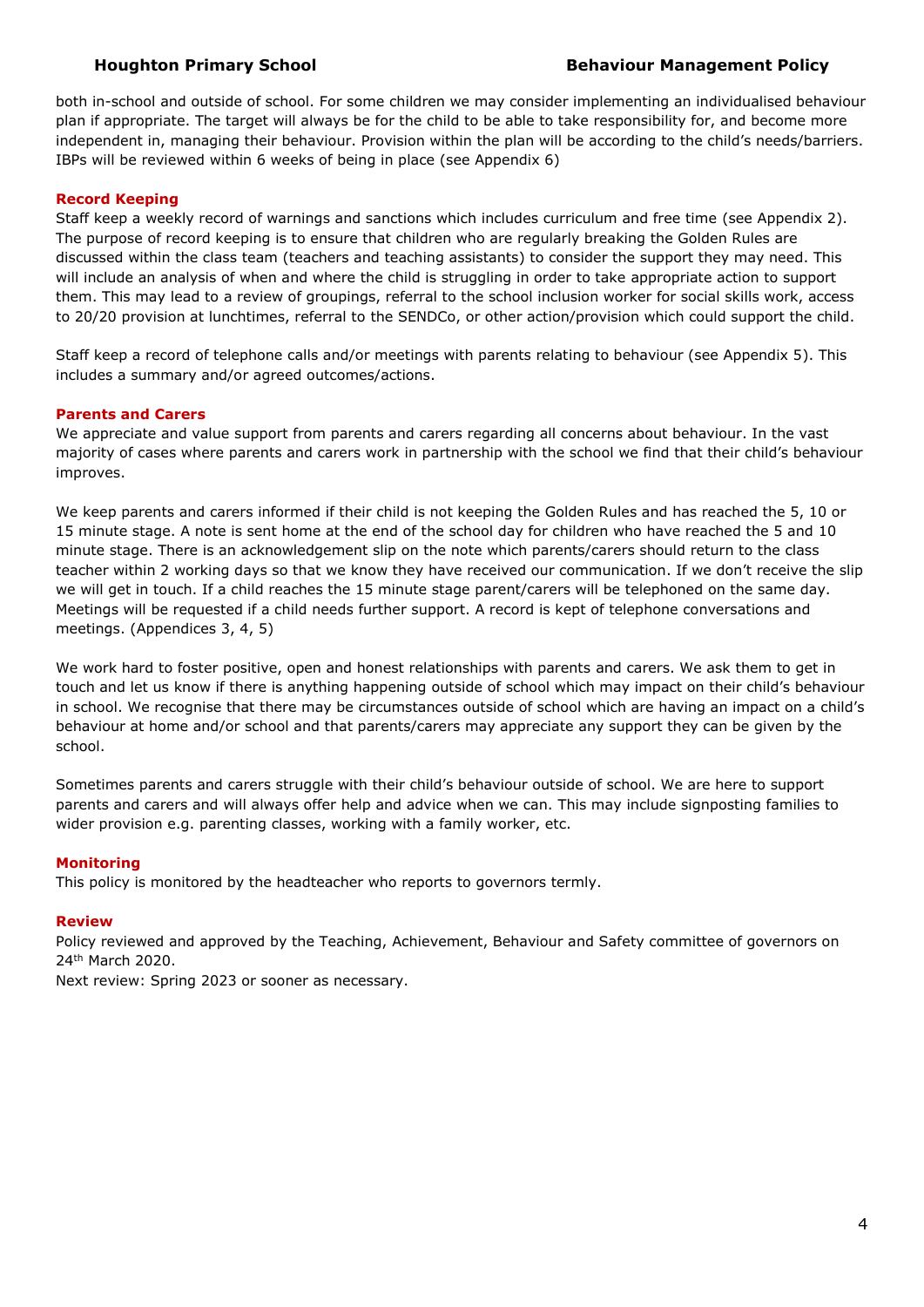both in-school and outside of school. For some children we may consider implementing an individualised behaviour plan if appropriate. The target will always be for the child to be able to take responsibility for, and become more independent in, managing their behaviour. Provision within the plan will be according to the child's needs/barriers. IBPs will be reviewed within 6 weeks of being in place (see Appendix 6)

## Record Keeping

Staff keep a weekly record of warnings and sanctions which includes curriculum and free time (see Appendix 2). The purpose of record keeping is to ensure that children who are regularly breaking the Golden Rules are discussed within the class team (teachers and teaching assistants) to consider the support they may need. This will include an analysis of when and where the child is struggling in order to take appropriate action to support them. This may lead to a review of groupings, referral to the school inclusion worker for social skills work, access to 20/20 provision at lunchtimes, referral to the SENDCo, or other action/provision which could support the child.

Staff keep a record of telephone calls and/or meetings with parents relating to behaviour (see Appendix 5). This includes a summary and/or agreed outcomes/actions.

## Parents and Carers

We appreciate and value support from parents and carers regarding all concerns about behaviour. In the vast majority of cases where parents and carers work in partnership with the school we find that their child's behaviour improves.

We keep parents and carers informed if their child is not keeping the Golden Rules and has reached the 5, 10 or 15 minute stage. A note is sent home at the end of the school day for children who have reached the 5 and 10 minute stage. There is an acknowledgement slip on the note which parents/carers should return to the class teacher within 2 working days so that we know they have received our communication. If we don't receive the slip we will get in touch. If a child reaches the 15 minute stage parent/carers will be telephoned on the same day. Meetings will be requested if a child needs further support. A record is kept of telephone conversations and meetings. (Appendices 3, 4, 5)

We work hard to foster positive, open and honest relationships with parents and carers. We ask them to get in touch and let us know if there is anything happening outside of school which may impact on their child's behaviour in school. We recognise that there may be circumstances outside of school which are having an impact on a child's behaviour at home and/or school and that parents/carers may appreciate any support they can be given by the school.

Sometimes parents and carers struggle with their child's behaviour outside of school. We are here to support parents and carers and will always offer help and advice when we can. This may include signposting families to wider provision e.g. parenting classes, working with a family worker, etc.

## Monitoring

This policy is monitored by the headteacher who reports to governors termly.

## Review

Policy reviewed and approved by the Teaching, Achievement, Behaviour and Safety committee of governors on 24th March 2020.

Next review: Spring 2023 or sooner as necessary.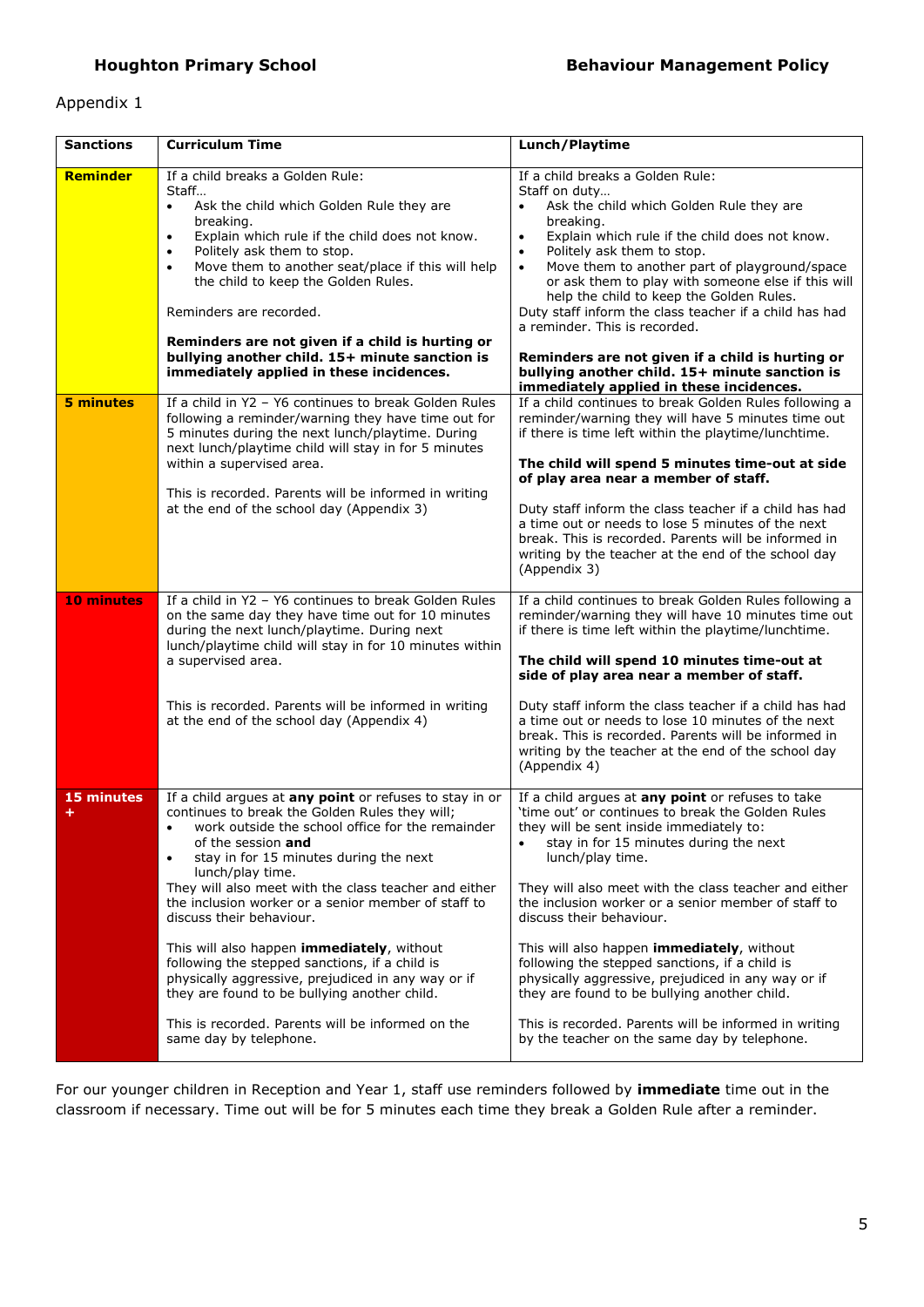Appendix 1

| Sanctions | Curriculum Time | Lunch/Playtime |
|---|---|---|
| **Reminder** | If a child breaks a Golden Rule:<br>Staff…<br>• Ask the child which Golden Rule they are breaking.<br>• Explain which rule if the child does not know.<br>• Politely ask them to stop.<br>• Move them to another seat/place if this will help the child to keep the Golden Rules.<br><br>Reminders are recorded.<br><br>**Reminders are not given if a child is hurting or bullying another child. 15+ minute sanction is immediately applied in these incidences.** | If a child breaks a Golden Rule:<br>Staff on duty…<br>• Ask the child which Golden Rule they are breaking.<br>• Explain which rule if the child does not know.<br>• Politely ask them to stop.<br>• Move them to another part of playground/space or ask them to play with someone else if this will help the child to keep the Golden Rules.<br>Duty staff inform the class teacher if a child has had a reminder. This is recorded.<br><br>**Reminders are not given if a child is hurting or bullying another child. 15+ minute sanction is immediately applied in these incidences.** |
| **5 minutes** | If a child in Y2 – Y6 continues to break Golden Rules following a reminder/warning they have time out for 5 minutes during the next lunch/playtime. During next lunch/playtime child will stay in for 5 minutes within a supervised area.<br><br>This is recorded. Parents will be informed in writing at the end of the school day (Appendix 3) | If a child continues to break Golden Rules following a reminder/warning they will have 5 minutes time out if there is time left within the playtime/lunchtime.<br><br>**The child will spend 5 minutes time-out at side of play area near a member of staff.**<br><br>Duty staff inform the class teacher if a child has had a time out or needs to lose 5 minutes of the next break. This is recorded. Parents will be informed in writing by the teacher at the end of the school day (Appendix 3) |
| **10 minutes** | If a child in Y2 – Y6 continues to break Golden Rules on the same day they have time out for 10 minutes during the next lunch/playtime. During next lunch/playtime child will stay in for 10 minutes within a supervised area.<br><br>This is recorded. Parents will be informed in writing at the end of the school day (Appendix 4) | If a child continues to break Golden Rules following a reminder/warning they will have 10 minutes time out if there is time left within the playtime/lunchtime.<br><br>**The child will spend 10 minutes time-out at side of play area near a member of staff.**<br><br>Duty staff inform the class teacher if a child has had a time out or needs to lose 10 minutes of the next break. This is recorded. Parents will be informed in writing by the teacher at the end of the school day (Appendix 4) |
| **15 minutes +** | If a child argues at **any point** or refuses to stay in or continues to break the Golden Rules they will;<br>• work outside the school office for the remainder of the session **and**<br>• stay in for 15 minutes during the next lunch/play time.<br>They will also meet with the class teacher and either the inclusion worker or a senior member of staff to discuss their behaviour.<br><br>This will also happen **immediately**, without following the stepped sanctions, if a child is physically aggressive, prejudiced in any way or if they are found to be bullying another child.<br><br>This is recorded. Parents will be informed on the same day by telephone. | If a child argues at **any point** or refuses to take 'time out' or continues to break the Golden Rules they will be sent inside immediately to:<br>• stay in for 15 minutes during the next lunch/play time.<br><br>They will also meet with the class teacher and either the inclusion worker or a senior member of staff to discuss their behaviour.<br><br>This will also happen **immediately**, without following the stepped sanctions, if a child is physically aggressive, prejudiced in any way or if they are found to be bullying another child.<br><br>This is recorded. Parents will be informed in writing by the teacher on the same day by telephone. |

For our younger children in Reception and Year 1, staff use reminders followed by **immediate** time out in the classroom if necessary. Time out will be for 5 minutes each time they break a Golden Rule after a reminder.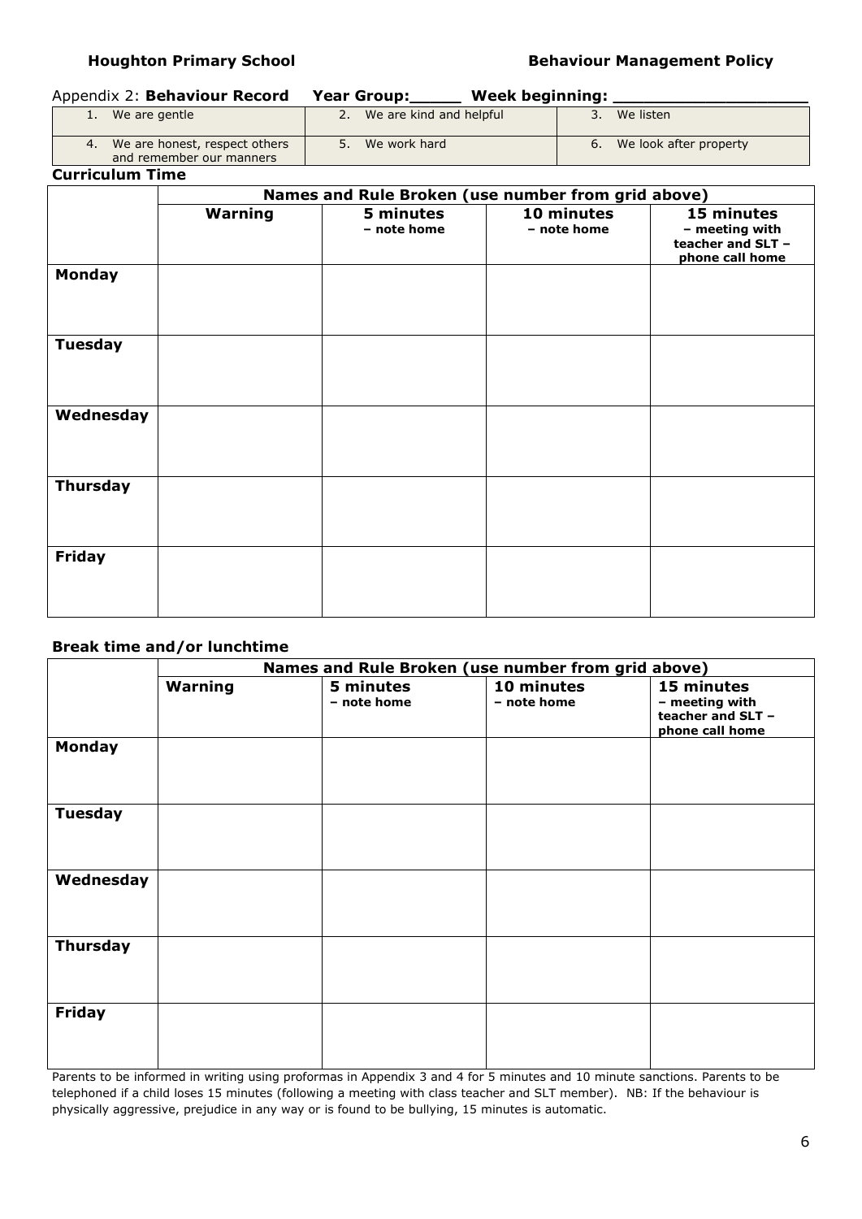Appendix 2: **Behaviour Record** **Year Group:_____ Week beginning: ___________________**

| | | |
|---|---|---|
| 1. We are gentle | 2. We are kind and helpful | 3. We listen |
| 4. We are honest, respect others and remember our manners | 5. We work hard | 6. We look after property |

**Curriculum Time**

| | **Names and Rule Broken (use number from grid above)** | | | |
|---|---|---|---|---|
| | **Warning** | **5 minutes – note home** | **10 minutes – note home** | **15 minutes – meeting with teacher and SLT – phone call home** |
| **Monday** | | | | |
| **Tuesday** | | | | |
| **Wednesday** | | | | |
| **Thursday** | | | | |
| **Friday** | | | | |

**Break time and/or lunchtime**

| | **Names and Rule Broken (use number from grid above)** | | | |
|---|---|---|---|---|
| | **Warning** | **5 minutes – note home** | **10 minutes – note home** | **15 minutes – meeting with teacher and SLT – phone call home** |
| **Monday** | | | | |
| **Tuesday** | | | | |
| **Wednesday** | | | | |
| **Thursday** | | | | |
| **Friday** | | | | |

Parents to be informed in writing using proformas in Appendix 3 and 4 for 5 minutes and 10 minute sanctions. Parents to be telephoned if a child loses 15 minutes (following a meeting with class teacher and SLT member). NB: If the behaviour is physically aggressive, prejudice in any way or is found to be bullying, 15 minutes is automatic.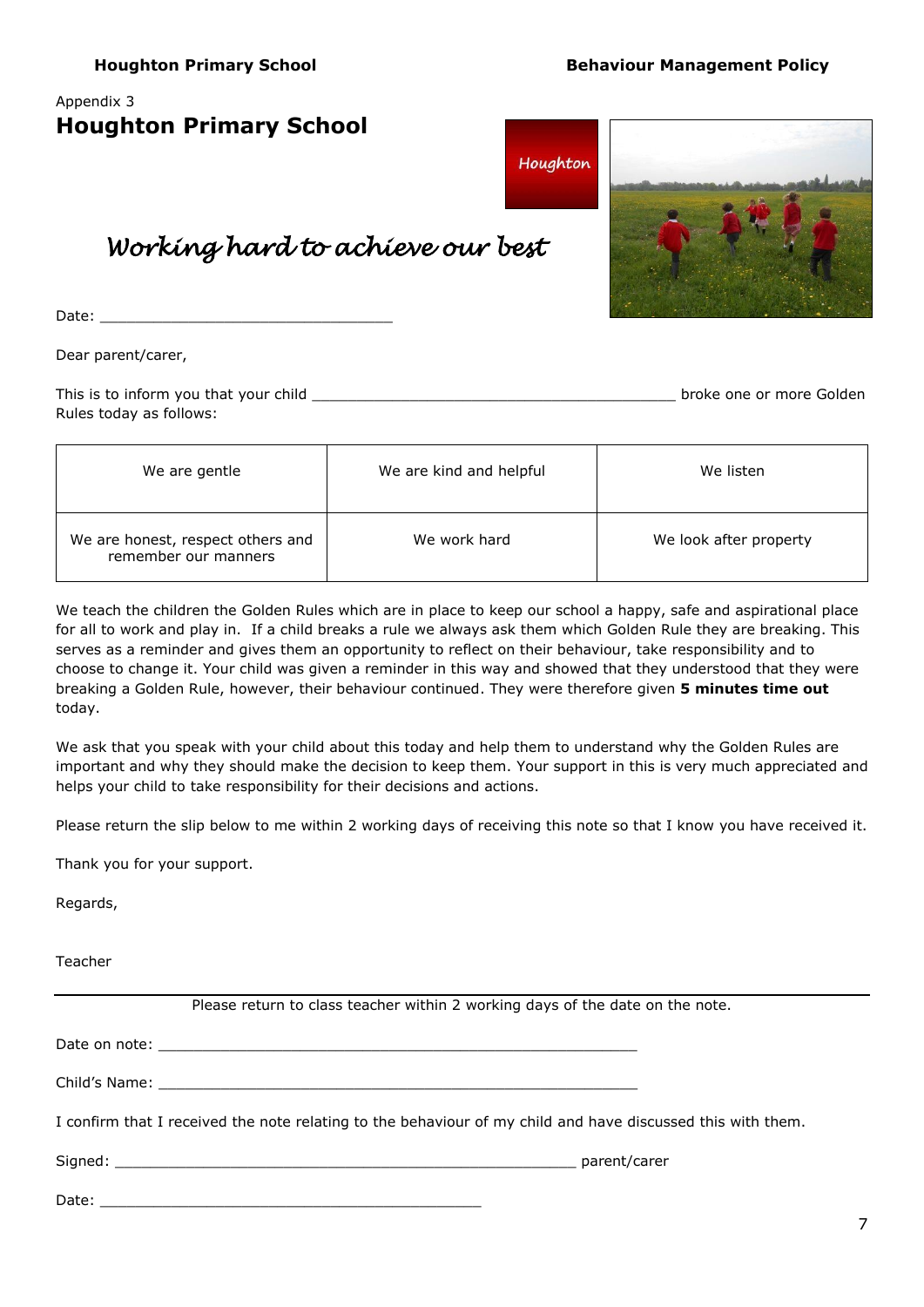Appendix 3

# Houghton Primary School

*Working hard to achieve our best*

Date: ________________________________

Dear parent/carer,

This is to inform you that your child ________________________________________ broke one or more Golden Rules today as follows:

| We are gentle | We are kind and helpful | We listen |
|---|---|---|
| We are honest, respect others and remember our manners | We work hard | We look after property |

We teach the children the Golden Rules which are in place to keep our school a happy, safe and aspirational place for all to work and play in. If a child breaks a rule we always ask them which Golden Rule they are breaking. This serves as a reminder and gives them an opportunity to reflect on their behaviour, take responsibility and to choose to change it. Your child was given a reminder in this way and showed that they understood that they were breaking a Golden Rule, however, their behaviour continued. They were therefore given **5 minutes time out** today.

We ask that you speak with your child about this today and help them to understand why the Golden Rules are important and why they should make the decision to keep them. Your support in this is very much appreciated and helps your child to take responsibility for their decisions and actions.

Please return the slip below to me within 2 working days of receiving this note so that I know you have received it.

Thank you for your support.

Regards,

Teacher

---

Please return to class teacher within 2 working days of the date on the note.

Date on note: ________________________________________________________

Child's Name: ________________________________________________________

I confirm that I received the note relating to the behaviour of my child and have discussed this with them.

Signed: ____________________________________________________ parent/carer

Date: ____________________________________________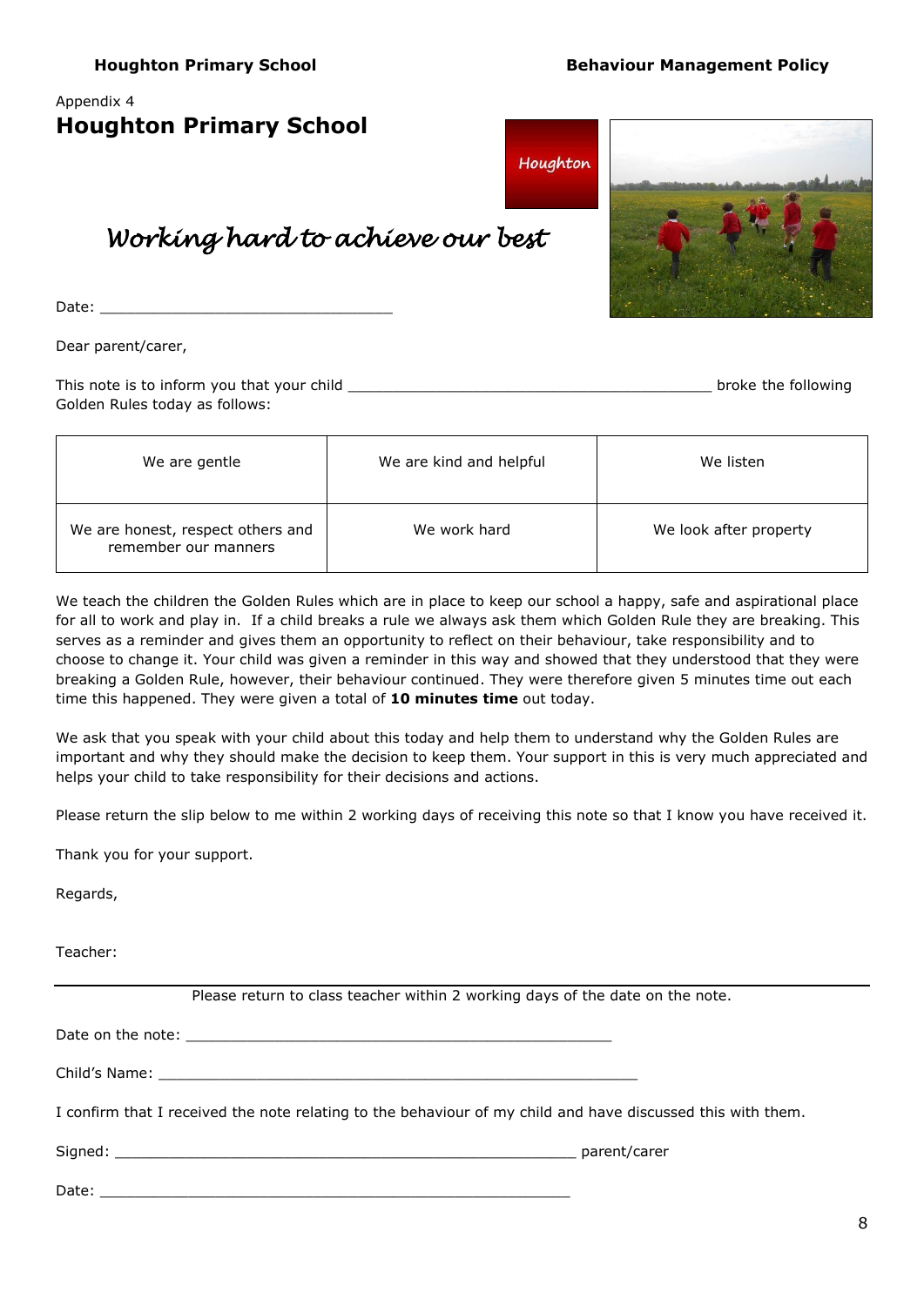Appendix 4

# Houghton Primary School

Houghton

*Working hard to achieve our best*

Date: ________________________________

Dear parent/carer,

This note is to inform you that your child ________________________________________ broke the following Golden Rules today as follows:

| We are gentle | We are kind and helpful | We listen |
|---|---|---|
| We are honest, respect others and remember our manners | We work hard | We look after property |

We teach the children the Golden Rules which are in place to keep our school a happy, safe and aspirational place for all to work and play in. If a child breaks a rule we always ask them which Golden Rule they are breaking. This serves as a reminder and gives them an opportunity to reflect on their behaviour, take responsibility and to choose to change it. Your child was given a reminder in this way and showed that they understood that they were breaking a Golden Rule, however, their behaviour continued. They were therefore given 5 minutes time out each time this happened. They were given a total of **10 minutes time** out today.

We ask that you speak with your child about this today and help them to understand why the Golden Rules are important and why they should make the decision to keep them. Your support in this is very much appreciated and helps your child to take responsibility for their decisions and actions.

Please return the slip below to me within 2 working days of receiving this note so that I know you have received it.

Thank you for your support.

Regards,

Teacher:

---

Please return to class teacher within 2 working days of the date on the note.

Date on the note: ______________________________________________

Child's Name: ____________________________________________________

I confirm that I received the note relating to the behaviour of my child and have discussed this with them.

Signed: ___________________________________________________ parent/carer

Date: ____________________________________________________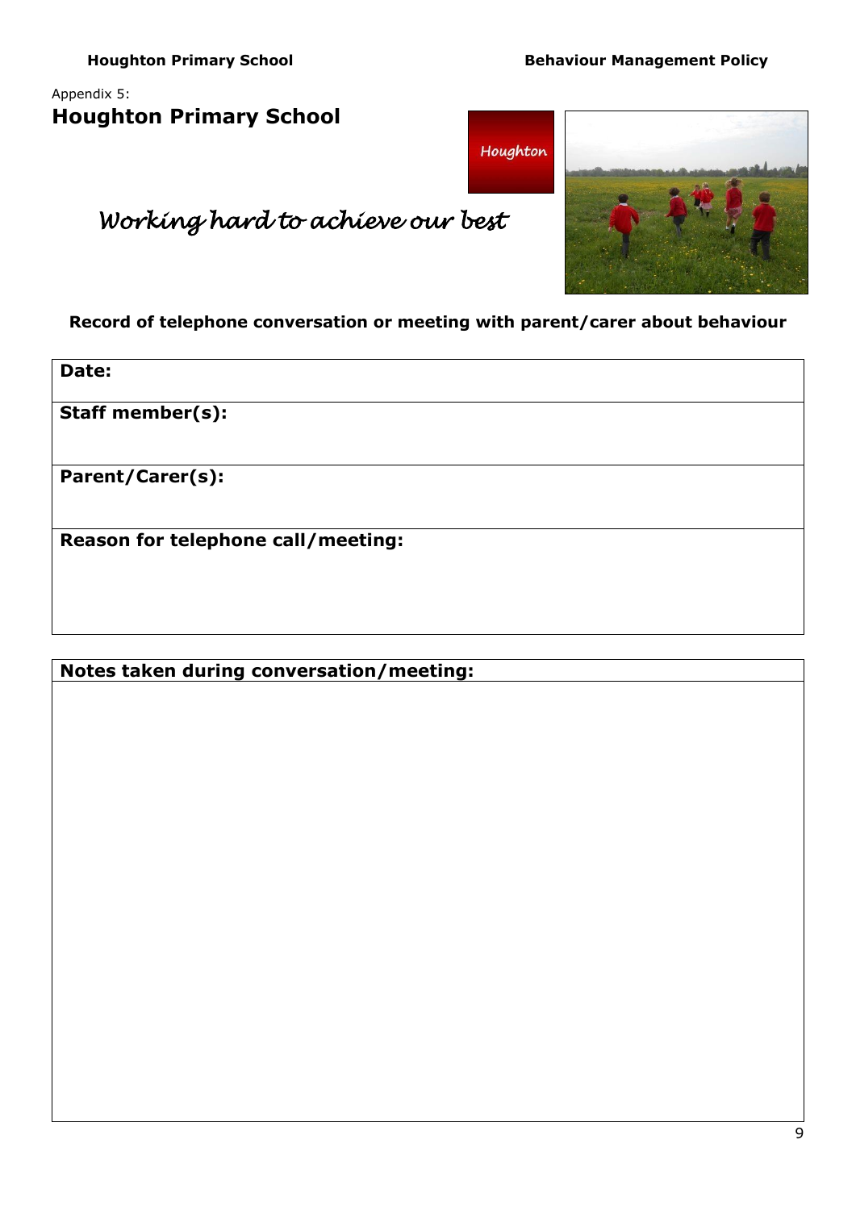Appendix 5:

# Houghton Primary School

Houghton

*Working hard to achieve our best*

**Record of telephone conversation or meeting with parent/carer about behaviour**

| **Date:** |
|---|
| **Staff member(s):** |
| **Parent/Carer(s):** |
| **Reason for telephone call/meeting:** |

| **Notes taken during conversation/meeting:** |
|---|
| |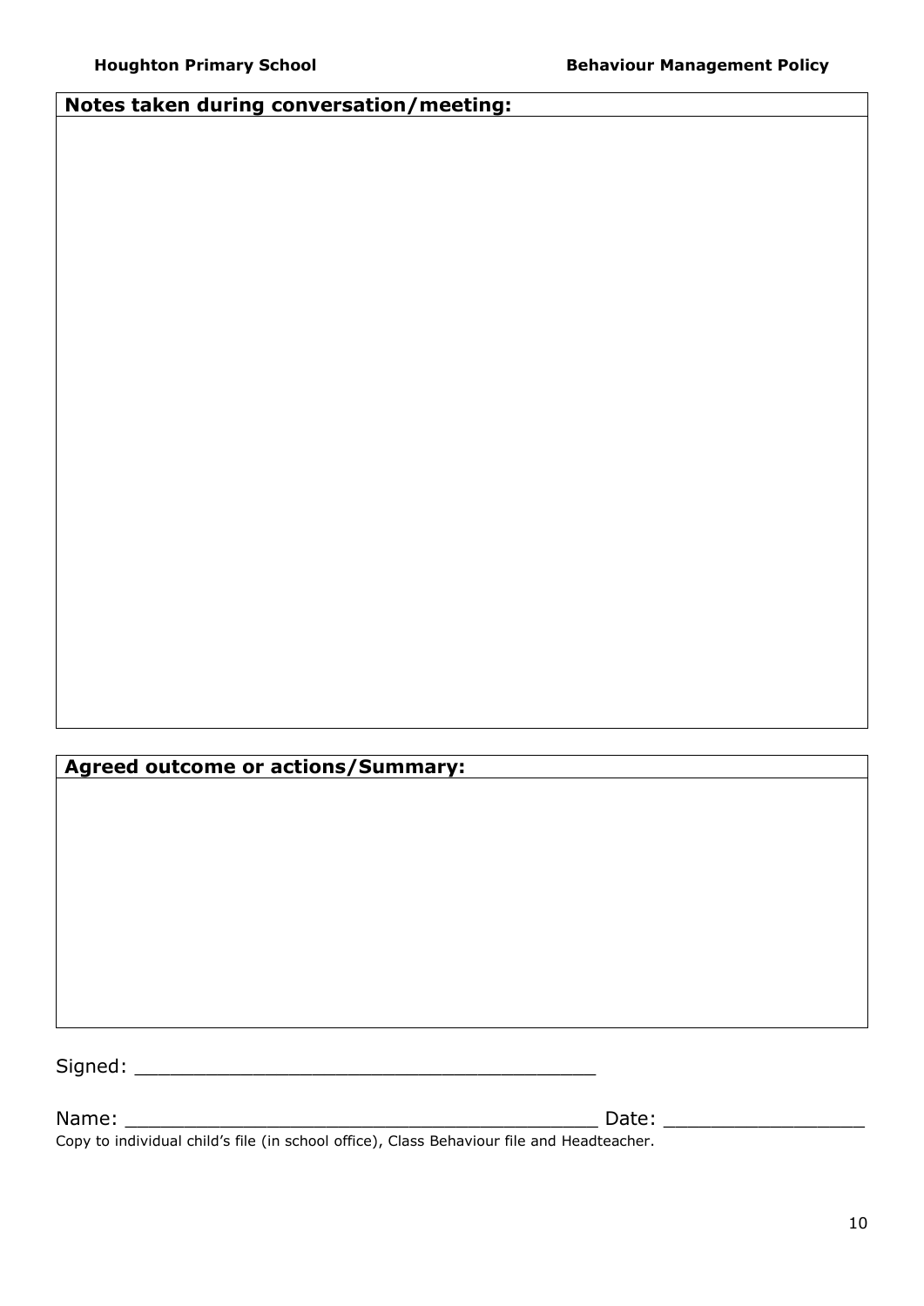| Notes taken during conversation/meeting: |
| --- |
| |

| Agreed outcome or actions/Summary: |
| --- |
| |

Signed: ________________________________________

Name: __________________________________________ Date: _________________

Copy to individual child's file (in school office), Class Behaviour file and Headteacher.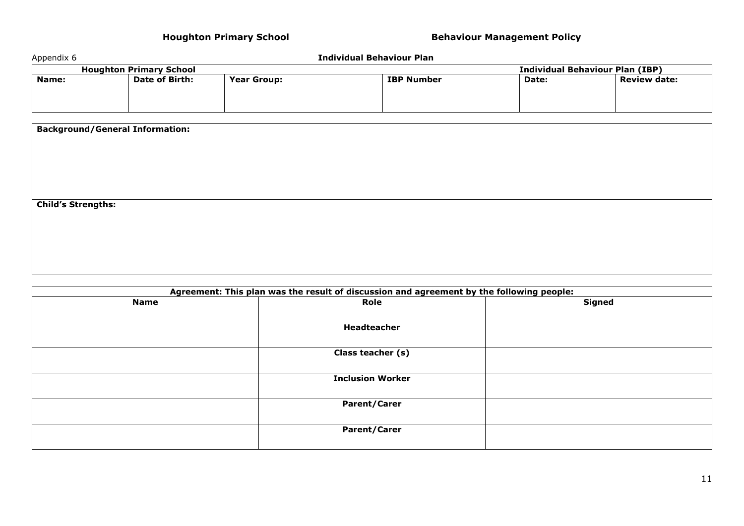Appendix 6

**Individual Behaviour Plan**

| **Houghton Primary School** | | | | **Individual Behaviour Plan (IBP)** | |
|---|---|---|---|---|---|
| **Name:** | **Date of Birth:** | **Year Group:** | **IBP Number** | **Date:** | **Review date:** |
| | | | | | |

| **Background/General Information:** |
|---|
| |
| **Child's Strengths:** |
| |

| **Agreement: This plan was the result of discussion and agreement by the following people:** | | |
|---|---|---|
| **Name** | **Role** | **Signed** |
| | **Headteacher** | |
| | **Class teacher (s)** | |
| | **Inclusion Worker** | |
| | **Parent/Carer** | |
| | **Parent/Carer** | |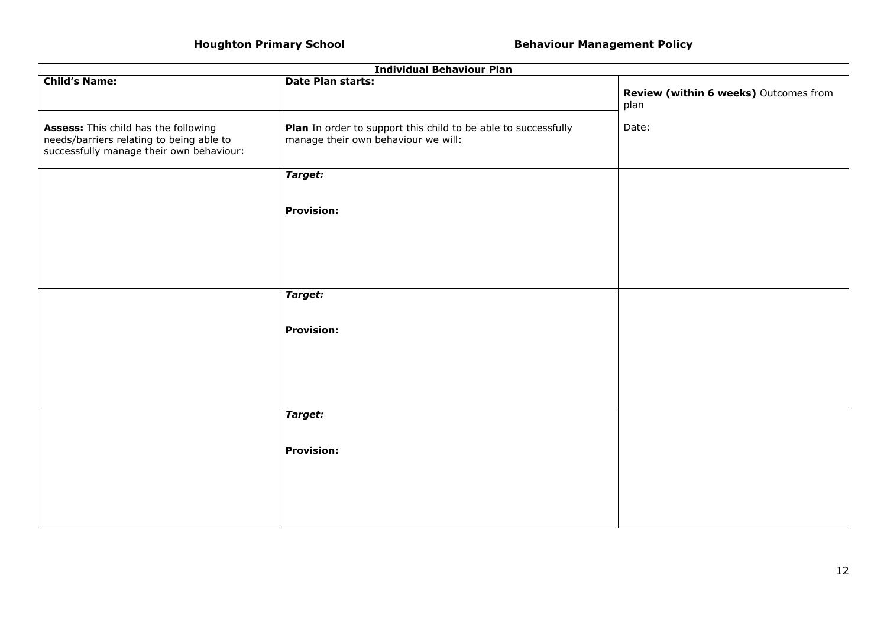**Houghton Primary School** **Behaviour Management Policy**

| Individual Behaviour Plan | | |
|---|---|---|
| **Child's Name:** | **Date Plan starts:** | **Review (within 6 weeks)** Outcomes from plan<br><br>Date: |
| **Assess:** This child has the following needs/barriers relating to being able to successfully manage their own behaviour: | **Plan** In order to support this child to be able to successfully manage their own behaviour we will: | |
| | ***Target:***<br><br>**Provision:** | |
| | ***Target:***<br><br>**Provision:** | |
| | ***Target:***<br><br>**Provision:** | |